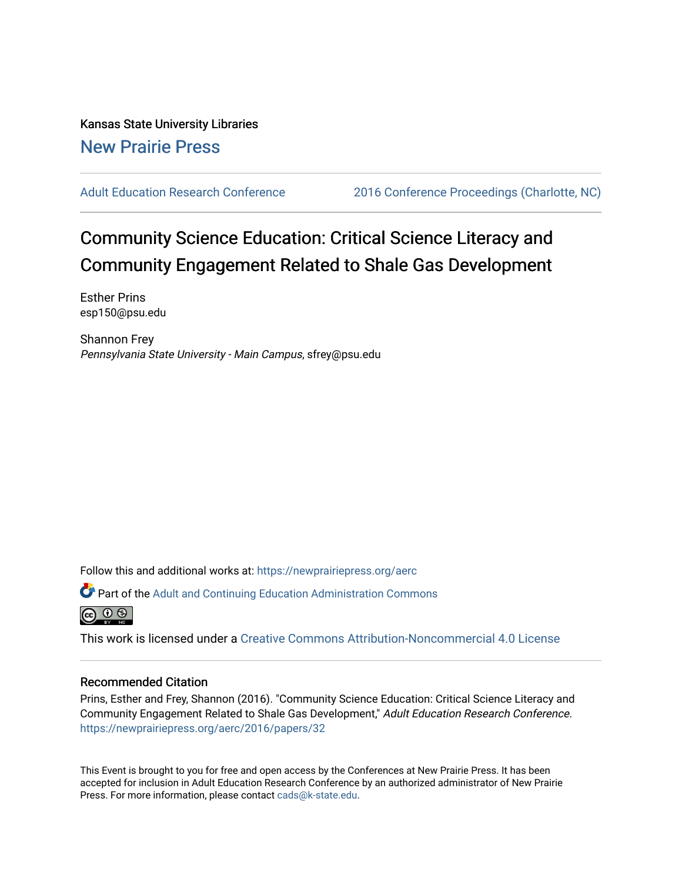Kansas State University Libraries

# New Prairie Press

Adult Education Research Conference | 2016 Conference Proceedings (Charlotte, NC)

# Community Science Education: Critical Science Literacy and Community Engagement Related to Shale Gas Development

Esther Prins
esp150@psu.edu

Shannon Frey
*Pennsylvania State University - Main Campus*, sfrey@psu.edu

Follow this and additional works at: https://newprairiepress.org/aerc

Part of the Adult and Continuing Education Administration Commons

This work is licensed under a Creative Commons Attribution-Noncommercial 4.0 License

## Recommended Citation

Prins, Esther and Frey, Shannon (2016). "Community Science Education: Critical Science Literacy and Community Engagement Related to Shale Gas Development," *Adult Education Research Conference*. https://newprairiepress.org/aerc/2016/papers/32

This Event is brought to you for free and open access by the Conferences at New Prairie Press. It has been accepted for inclusion in Adult Education Research Conference by an authorized administrator of New Prairie Press. For more information, please contact cads@k-state.edu.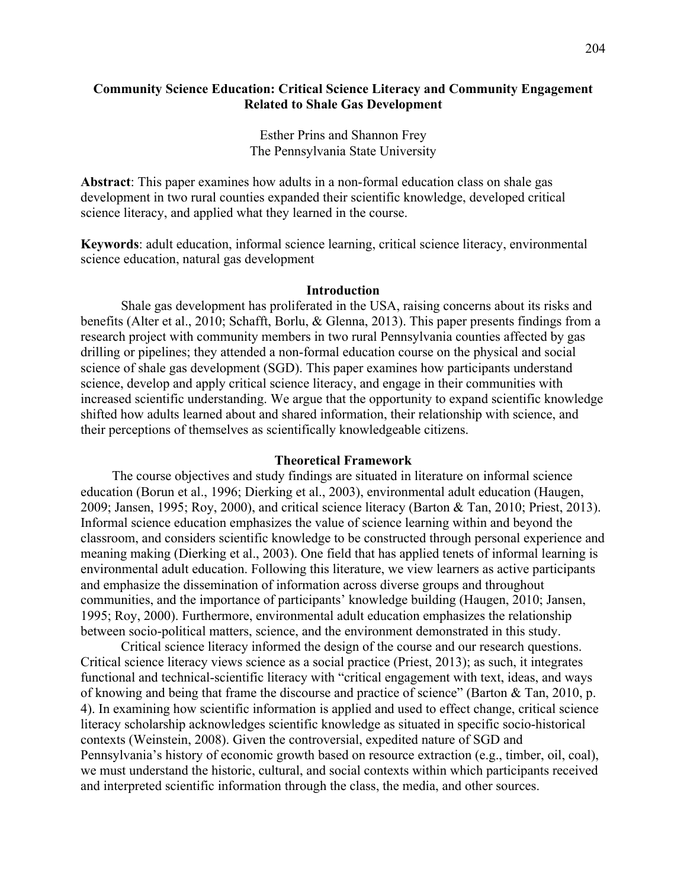# Community Science Education: Critical Science Literacy and Community Engagement Related to Shale Gas Development

Esther Prins and Shannon Frey
The Pennsylvania State University

**Abstract**: This paper examines how adults in a non-formal education class on shale gas development in two rural counties expanded their scientific knowledge, developed critical science literacy, and applied what they learned in the course.

**Keywords**: adult education, informal science learning, critical science literacy, environmental science education, natural gas development

## Introduction

Shale gas development has proliferated in the USA, raising concerns about its risks and benefits (Alter et al., 2010; Schafft, Borlu, & Glenna, 2013). This paper presents findings from a research project with community members in two rural Pennsylvania counties affected by gas drilling or pipelines; they attended a non-formal education course on the physical and social science of shale gas development (SGD). This paper examines how participants understand science, develop and apply critical science literacy, and engage in their communities with increased scientific understanding. We argue that the opportunity to expand scientific knowledge shifted how adults learned about and shared information, their relationship with science, and their perceptions of themselves as scientifically knowledgeable citizens.

## Theoretical Framework

The course objectives and study findings are situated in literature on informal science education (Borun et al., 1996; Dierking et al., 2003), environmental adult education (Haugen, 2009; Jansen, 1995; Roy, 2000), and critical science literacy (Barton & Tan, 2010; Priest, 2013). Informal science education emphasizes the value of science learning within and beyond the classroom, and considers scientific knowledge to be constructed through personal experience and meaning making (Dierking et al., 2003). One field that has applied tenets of informal learning is environmental adult education. Following this literature, we view learners as active participants and emphasize the dissemination of information across diverse groups and throughout communities, and the importance of participants' knowledge building (Haugen, 2010; Jansen, 1995; Roy, 2000). Furthermore, environmental adult education emphasizes the relationship between socio-political matters, science, and the environment demonstrated in this study.

Critical science literacy informed the design of the course and our research questions. Critical science literacy views science as a social practice (Priest, 2013); as such, it integrates functional and technical-scientific literacy with "critical engagement with text, ideas, and ways of knowing and being that frame the discourse and practice of science" (Barton & Tan, 2010, p. 4). In examining how scientific information is applied and used to effect change, critical science literacy scholarship acknowledges scientific knowledge as situated in specific socio-historical contexts (Weinstein, 2008). Given the controversial, expedited nature of SGD and Pennsylvania's history of economic growth based on resource extraction (e.g., timber, oil, coal), we must understand the historic, cultural, and social contexts within which participants received and interpreted scientific information through the class, the media, and other sources.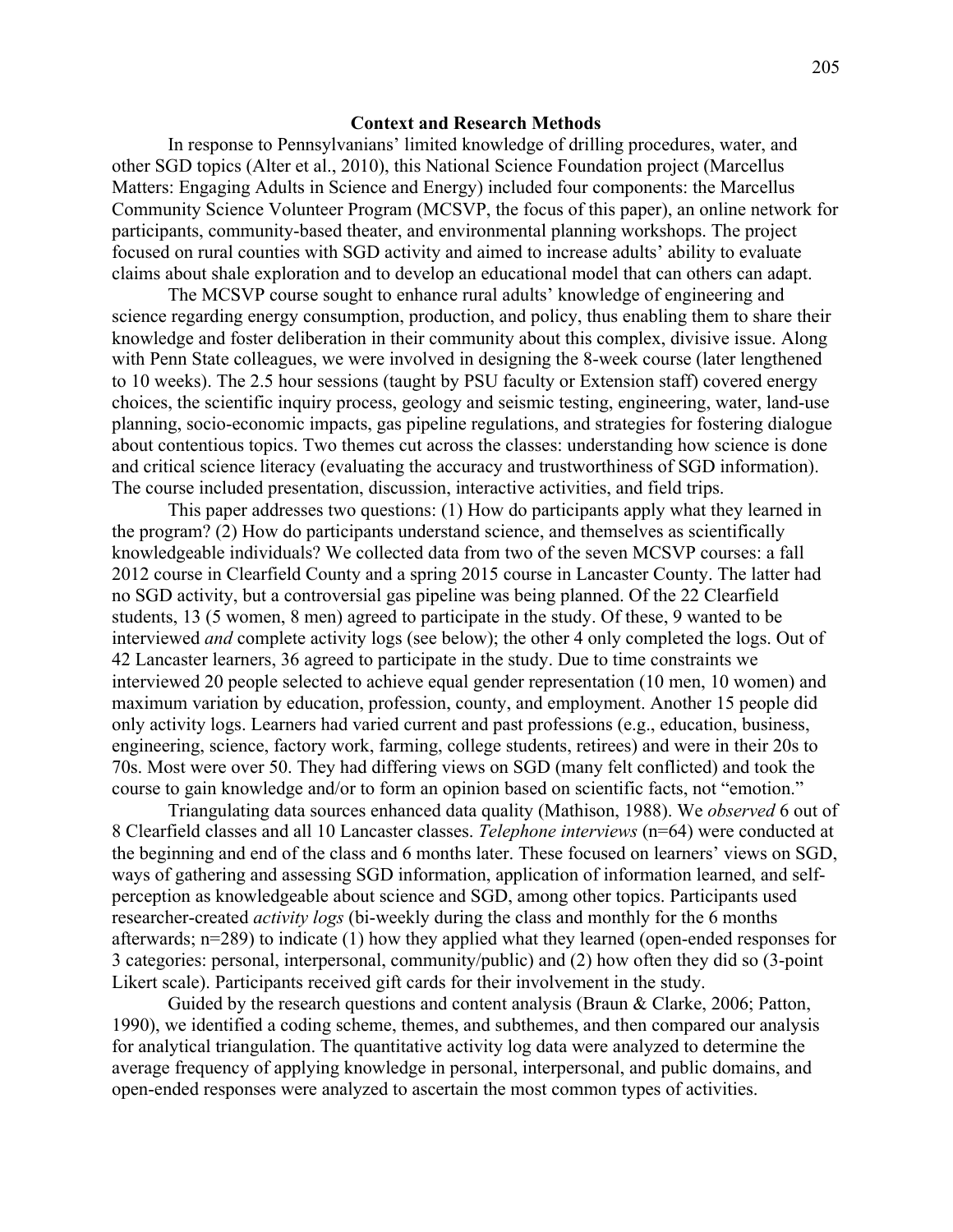## Context and Research Methods

In response to Pennsylvanians' limited knowledge of drilling procedures, water, and other SGD topics (Alter et al., 2010), this National Science Foundation project (Marcellus Matters: Engaging Adults in Science and Energy) included four components: the Marcellus Community Science Volunteer Program (MCSVP, the focus of this paper), an online network for participants, community-based theater, and environmental planning workshops. The project focused on rural counties with SGD activity and aimed to increase adults' ability to evaluate claims about shale exploration and to develop an educational model that can others can adapt.

The MCSVP course sought to enhance rural adults' knowledge of engineering and science regarding energy consumption, production, and policy, thus enabling them to share their knowledge and foster deliberation in their community about this complex, divisive issue. Along with Penn State colleagues, we were involved in designing the 8-week course (later lengthened to 10 weeks). The 2.5 hour sessions (taught by PSU faculty or Extension staff) covered energy choices, the scientific inquiry process, geology and seismic testing, engineering, water, land-use planning, socio-economic impacts, gas pipeline regulations, and strategies for fostering dialogue about contentious topics. Two themes cut across the classes: understanding how science is done and critical science literacy (evaluating the accuracy and trustworthiness of SGD information). The course included presentation, discussion, interactive activities, and field trips.

This paper addresses two questions: (1) How do participants apply what they learned in the program? (2) How do participants understand science, and themselves as scientifically knowledgeable individuals? We collected data from two of the seven MCSVP courses: a fall 2012 course in Clearfield County and a spring 2015 course in Lancaster County. The latter had no SGD activity, but a controversial gas pipeline was being planned. Of the 22 Clearfield students, 13 (5 women, 8 men) agreed to participate in the study. Of these, 9 wanted to be interviewed *and* complete activity logs (see below); the other 4 only completed the logs. Out of 42 Lancaster learners, 36 agreed to participate in the study. Due to time constraints we interviewed 20 people selected to achieve equal gender representation (10 men, 10 women) and maximum variation by education, profession, county, and employment. Another 15 people did only activity logs. Learners had varied current and past professions (e.g., education, business, engineering, science, factory work, farming, college students, retirees) and were in their 20s to 70s. Most were over 50. They had differing views on SGD (many felt conflicted) and took the course to gain knowledge and/or to form an opinion based on scientific facts, not "emotion."

Triangulating data sources enhanced data quality (Mathison, 1988). We *observed* 6 out of 8 Clearfield classes and all 10 Lancaster classes. *Telephone interviews* (n=64) were conducted at the beginning and end of the class and 6 months later. These focused on learners' views on SGD, ways of gathering and assessing SGD information, application of information learned, and self-perception as knowledgeable about science and SGD, among other topics. Participants used researcher-created *activity logs* (bi-weekly during the class and monthly for the 6 months afterwards; n=289) to indicate (1) how they applied what they learned (open-ended responses for 3 categories: personal, interpersonal, community/public) and (2) how often they did so (3-point Likert scale). Participants received gift cards for their involvement in the study.

Guided by the research questions and content analysis (Braun & Clarke, 2006; Patton, 1990), we identified a coding scheme, themes, and subthemes, and then compared our analysis for analytical triangulation. The quantitative activity log data were analyzed to determine the average frequency of applying knowledge in personal, interpersonal, and public domains, and open-ended responses were analyzed to ascertain the most common types of activities.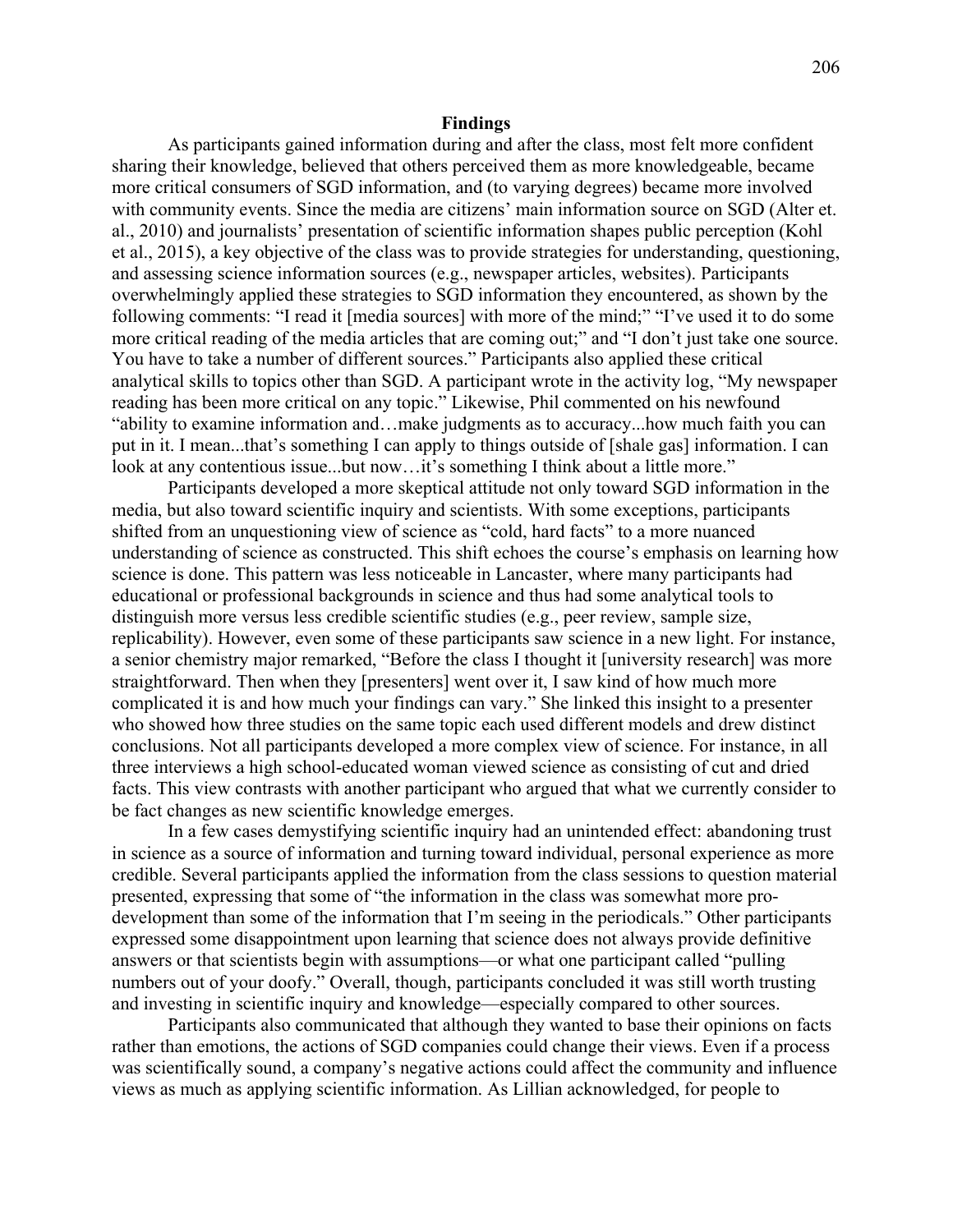## Findings

As participants gained information during and after the class, most felt more confident sharing their knowledge, believed that others perceived them as more knowledgeable, became more critical consumers of SGD information, and (to varying degrees) became more involved with community events. Since the media are citizens' main information source on SGD (Alter et. al., 2010) and journalists' presentation of scientific information shapes public perception (Kohl et al., 2015), a key objective of the class was to provide strategies for understanding, questioning, and assessing science information sources (e.g., newspaper articles, websites). Participants overwhelmingly applied these strategies to SGD information they encountered, as shown by the following comments: "I read it [media sources] with more of the mind;" "I've used it to do some more critical reading of the media articles that are coming out;" and "I don't just take one source. You have to take a number of different sources." Participants also applied these critical analytical skills to topics other than SGD. A participant wrote in the activity log, "My newspaper reading has been more critical on any topic." Likewise, Phil commented on his newfound "ability to examine information and…make judgments as to accuracy...how much faith you can put in it. I mean...that's something I can apply to things outside of [shale gas] information. I can look at any contentious issue...but now…it's something I think about a little more."

Participants developed a more skeptical attitude not only toward SGD information in the media, but also toward scientific inquiry and scientists. With some exceptions, participants shifted from an unquestioning view of science as "cold, hard facts" to a more nuanced understanding of science as constructed. This shift echoes the course's emphasis on learning how science is done. This pattern was less noticeable in Lancaster, where many participants had educational or professional backgrounds in science and thus had some analytical tools to distinguish more versus less credible scientific studies (e.g., peer review, sample size, replicability). However, even some of these participants saw science in a new light. For instance, a senior chemistry major remarked, "Before the class I thought it [university research] was more straightforward. Then when they [presenters] went over it, I saw kind of how much more complicated it is and how much your findings can vary." She linked this insight to a presenter who showed how three studies on the same topic each used different models and drew distinct conclusions. Not all participants developed a more complex view of science. For instance, in all three interviews a high school-educated woman viewed science as consisting of cut and dried facts. This view contrasts with another participant who argued that what we currently consider to be fact changes as new scientific knowledge emerges.

In a few cases demystifying scientific inquiry had an unintended effect: abandoning trust in science as a source of information and turning toward individual, personal experience as more credible. Several participants applied the information from the class sessions to question material presented, expressing that some of "the information in the class was somewhat more pro-development than some of the information that I'm seeing in the periodicals." Other participants expressed some disappointment upon learning that science does not always provide definitive answers or that scientists begin with assumptions—or what one participant called "pulling numbers out of your doofy." Overall, though, participants concluded it was still worth trusting and investing in scientific inquiry and knowledge—especially compared to other sources.

Participants also communicated that although they wanted to base their opinions on facts rather than emotions, the actions of SGD companies could change their views. Even if a process was scientifically sound, a company's negative actions could affect the community and influence views as much as applying scientific information. As Lillian acknowledged, for people to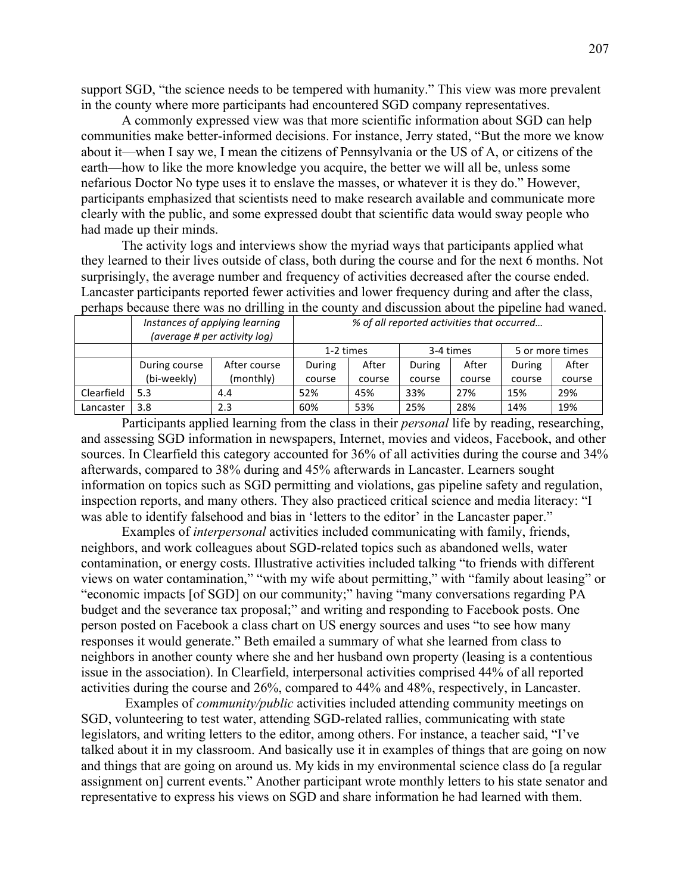support SGD, "the science needs to be tempered with humanity." This view was more prevalent in the county where more participants had encountered SGD company representatives.

A commonly expressed view was that more scientific information about SGD can help communities make better-informed decisions. For instance, Jerry stated, "But the more we know about it—when I say we, I mean the citizens of Pennsylvania or the US of A, or citizens of the earth—how to like the more knowledge you acquire, the better we will all be, unless some nefarious Doctor No type uses it to enslave the masses, or whatever it is they do." However, participants emphasized that scientists need to make research available and communicate more clearly with the public, and some expressed doubt that scientific data would sway people who had made up their minds.

The activity logs and interviews show the myriad ways that participants applied what they learned to their lives outside of class, both during the course and for the next 6 months. Not surprisingly, the average number and frequency of activities decreased after the course ended. Lancaster participants reported fewer activities and lower frequency during and after the class, perhaps because there was no drilling in the county and discussion about the pipeline had waned.

| | *Instances of applying learning (average # per activity log)* | | *% of all reported activities that occurred…* | | | | | |
|---|---|---|---|---|---|---|---|---|
| | | | 1-2 times | | 3-4 times | | 5 or more times | |
| | During course (bi-weekly) | After course (monthly) | During course | After course | During course | After course | During course | After course |
| Clearfield | 5.3 | 4.4 | 52% | 45% | 33% | 27% | 15% | 29% |
| Lancaster | 3.8 | 2.3 | 60% | 53% | 25% | 28% | 14% | 19% |

Participants applied learning from the class in their *personal* life by reading, researching, and assessing SGD information in newspapers, Internet, movies and videos, Facebook, and other sources. In Clearfield this category accounted for 36% of all activities during the course and 34% afterwards, compared to 38% during and 45% afterwards in Lancaster. Learners sought information on topics such as SGD permitting and violations, gas pipeline safety and regulation, inspection reports, and many others. They also practiced critical science and media literacy: "I was able to identify falsehood and bias in 'letters to the editor' in the Lancaster paper."

Examples of *interpersonal* activities included communicating with family, friends, neighbors, and work colleagues about SGD-related topics such as abandoned wells, water contamination, or energy costs. Illustrative activities included talking "to friends with different views on water contamination," "with my wife about permitting," with "family about leasing" or "economic impacts [of SGD] on our community;" having "many conversations regarding PA budget and the severance tax proposal;" and writing and responding to Facebook posts. One person posted on Facebook a class chart on US energy sources and uses "to see how many responses it would generate." Beth emailed a summary of what she learned from class to neighbors in another county where she and her husband own property (leasing is a contentious issue in the association). In Clearfield, interpersonal activities comprised 44% of all reported activities during the course and 26%, compared to 44% and 48%, respectively, in Lancaster.

Examples of *community/public* activities included attending community meetings on SGD, volunteering to test water, attending SGD-related rallies, communicating with state legislators, and writing letters to the editor, among others. For instance, a teacher said, "I've talked about it in my classroom. And basically use it in examples of things that are going on now and things that are going on around us. My kids in my environmental science class do [a regular assignment on] current events." Another participant wrote monthly letters to his state senator and representative to express his views on SGD and share information he had learned with them.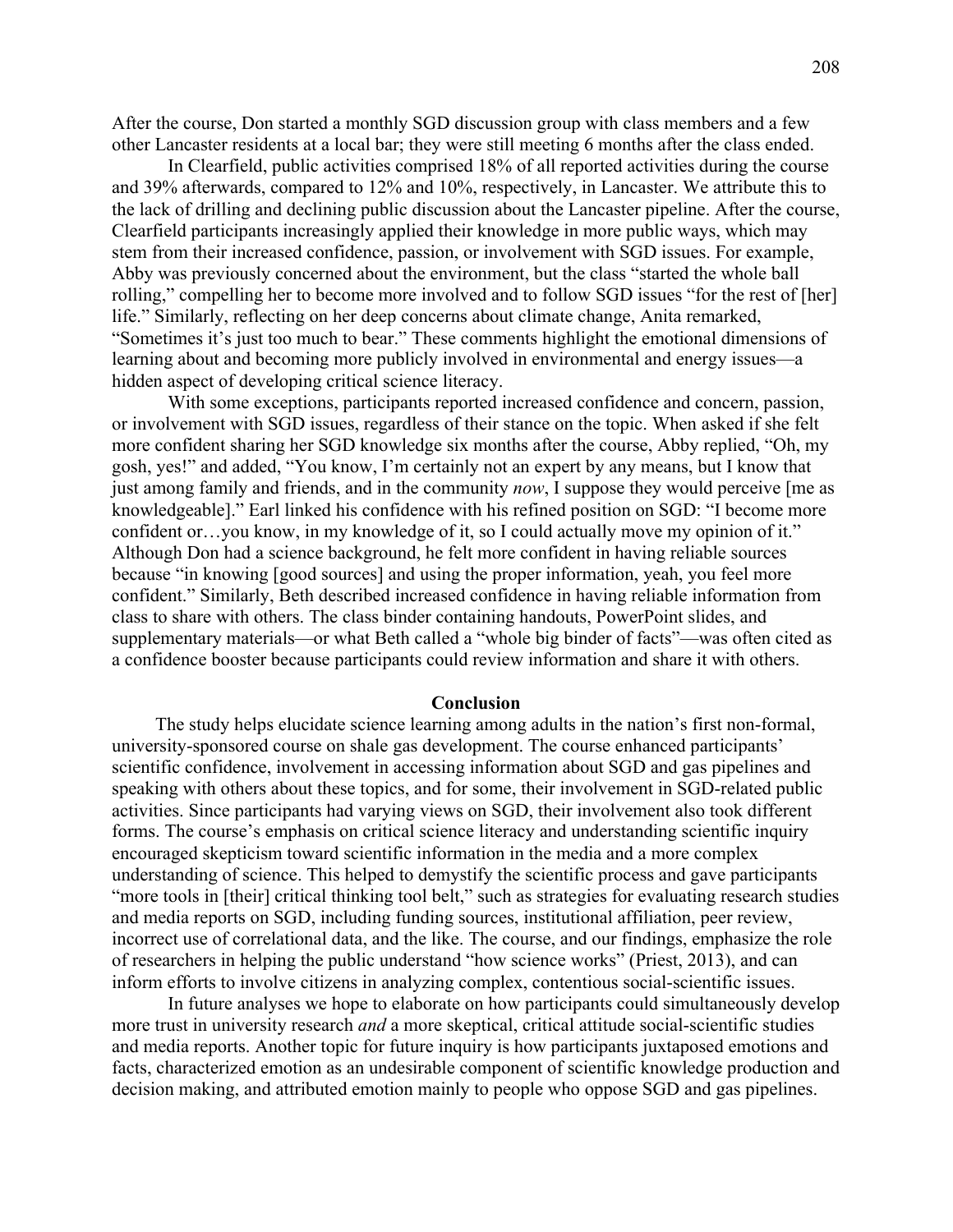After the course, Don started a monthly SGD discussion group with class members and a few other Lancaster residents at a local bar; they were still meeting 6 months after the class ended.

In Clearfield, public activities comprised 18% of all reported activities during the course and 39% afterwards, compared to 12% and 10%, respectively, in Lancaster. We attribute this to the lack of drilling and declining public discussion about the Lancaster pipeline. After the course, Clearfield participants increasingly applied their knowledge in more public ways, which may stem from their increased confidence, passion, or involvement with SGD issues. For example, Abby was previously concerned about the environment, but the class "started the whole ball rolling," compelling her to become more involved and to follow SGD issues "for the rest of [her] life." Similarly, reflecting on her deep concerns about climate change, Anita remarked, "Sometimes it's just too much to bear." These comments highlight the emotional dimensions of learning about and becoming more publicly involved in environmental and energy issues—a hidden aspect of developing critical science literacy.

With some exceptions, participants reported increased confidence and concern, passion, or involvement with SGD issues, regardless of their stance on the topic. When asked if she felt more confident sharing her SGD knowledge six months after the course, Abby replied, "Oh, my gosh, yes!" and added, "You know, I'm certainly not an expert by any means, but I know that just among family and friends, and in the community *now*, I suppose they would perceive [me as knowledgeable]." Earl linked his confidence with his refined position on SGD: "I become more confident or…you know, in my knowledge of it, so I could actually move my opinion of it." Although Don had a science background, he felt more confident in having reliable sources because "in knowing [good sources] and using the proper information, yeah, you feel more confident." Similarly, Beth described increased confidence in having reliable information from class to share with others. The class binder containing handouts, PowerPoint slides, and supplementary materials—or what Beth called a "whole big binder of facts"—was often cited as a confidence booster because participants could review information and share it with others.

## Conclusion

The study helps elucidate science learning among adults in the nation's first non-formal, university-sponsored course on shale gas development. The course enhanced participants' scientific confidence, involvement in accessing information about SGD and gas pipelines and speaking with others about these topics, and for some, their involvement in SGD-related public activities. Since participants had varying views on SGD, their involvement also took different forms. The course's emphasis on critical science literacy and understanding scientific inquiry encouraged skepticism toward scientific information in the media and a more complex understanding of science. This helped to demystify the scientific process and gave participants "more tools in [their] critical thinking tool belt," such as strategies for evaluating research studies and media reports on SGD, including funding sources, institutional affiliation, peer review, incorrect use of correlational data, and the like. The course, and our findings, emphasize the role of researchers in helping the public understand "how science works" (Priest, 2013), and can inform efforts to involve citizens in analyzing complex, contentious social-scientific issues.

In future analyses we hope to elaborate on how participants could simultaneously develop more trust in university research *and* a more skeptical, critical attitude social-scientific studies and media reports. Another topic for future inquiry is how participants juxtaposed emotions and facts, characterized emotion as an undesirable component of scientific knowledge production and decision making, and attributed emotion mainly to people who oppose SGD and gas pipelines.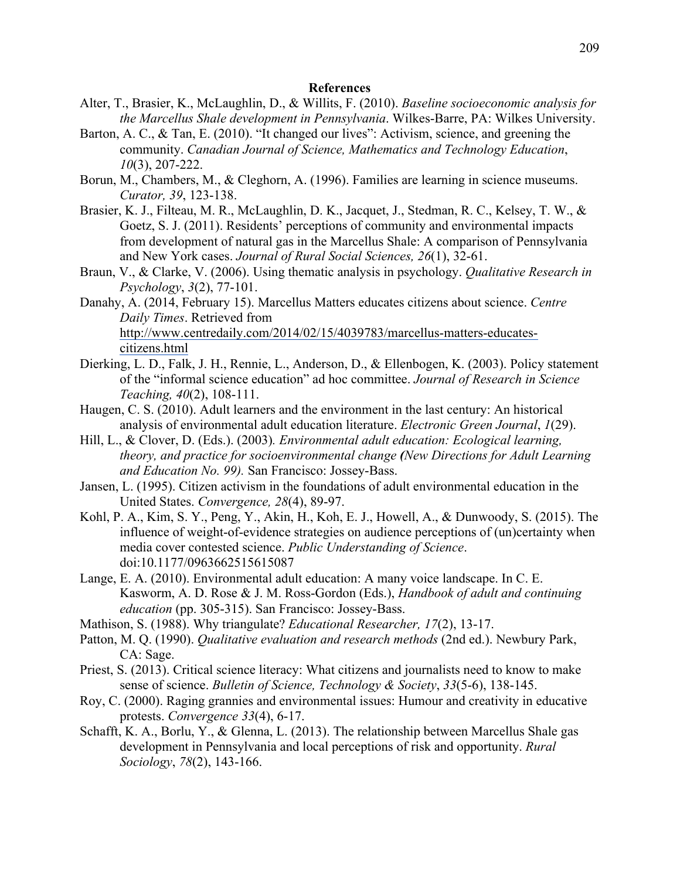# References

Alter, T., Brasier, K., McLaughlin, D., & Willits, F. (2010). *Baseline socioeconomic analysis for the Marcellus Shale development in Pennsylvania*. Wilkes-Barre, PA: Wilkes University.

Barton, A. C., & Tan, E. (2010). "It changed our lives": Activism, science, and greening the community. *Canadian Journal of Science, Mathematics and Technology Education*, *10*(3), 207-222.

Borun, M., Chambers, M., & Cleghorn, A. (1996). Families are learning in science museums. *Curator, 39*, 123-138.

Brasier, K. J., Filteau, M. R., McLaughlin, D. K., Jacquet, J., Stedman, R. C., Kelsey, T. W., & Goetz, S. J. (2011). Residents' perceptions of community and environmental impacts from development of natural gas in the Marcellus Shale: A comparison of Pennsylvania and New York cases. *Journal of Rural Social Sciences, 26*(1), 32-61.

Braun, V., & Clarke, V. (2006). Using thematic analysis in psychology. *Qualitative Research in Psychology*, *3*(2), 77-101.

Danahy, A. (2014, February 15). Marcellus Matters educates citizens about science. *Centre Daily Times*. Retrieved from http://www.centredaily.com/2014/02/15/4039783/marcellus-matters-educates-citizens.html

Dierking, L. D., Falk, J. H., Rennie, L., Anderson, D., & Ellenbogen, K. (2003). Policy statement of the "informal science education" ad hoc committee. *Journal of Research in Science Teaching, 40*(2), 108-111.

Haugen, C. S. (2010). Adult learners and the environment in the last century: An historical analysis of environmental adult education literature. *Electronic Green Journal*, *1*(29).

Hill, L., & Clover, D. (Eds.). (2003). *Environmental adult education: Ecological learning, theory, and practice for socioenvironmental change (New Directions for Adult Learning and Education No. 99).* San Francisco: Jossey-Bass.

Jansen, L. (1995). Citizen activism in the foundations of adult environmental education in the United States. *Convergence, 28*(4), 89-97.

Kohl, P. A., Kim, S. Y., Peng, Y., Akin, H., Koh, E. J., Howell, A., & Dunwoody, S. (2015). The influence of weight-of-evidence strategies on audience perceptions of (un)certainty when media cover contested science. *Public Understanding of Science*. doi:10.1177/0963662515615087

Lange, E. A. (2010). Environmental adult education: A many voice landscape. In C. E. Kasworm, A. D. Rose & J. M. Ross-Gordon (Eds.), *Handbook of adult and continuing education* (pp. 305-315). San Francisco: Jossey-Bass.

Mathison, S. (1988). Why triangulate? *Educational Researcher, 17*(2), 13-17.

Patton, M. Q. (1990). *Qualitative evaluation and research methods* (2nd ed.). Newbury Park, CA: Sage.

Priest, S. (2013). Critical science literacy: What citizens and journalists need to know to make sense of science. *Bulletin of Science, Technology & Society*, *33*(5-6), 138-145.

Roy, C. (2000). Raging grannies and environmental issues: Humour and creativity in educative protests. *Convergence 33*(4), 6-17.

Schafft, K. A., Borlu, Y., & Glenna, L. (2013). The relationship between Marcellus Shale gas development in Pennsylvania and local perceptions of risk and opportunity. *Rural Sociology*, *78*(2), 143-166.